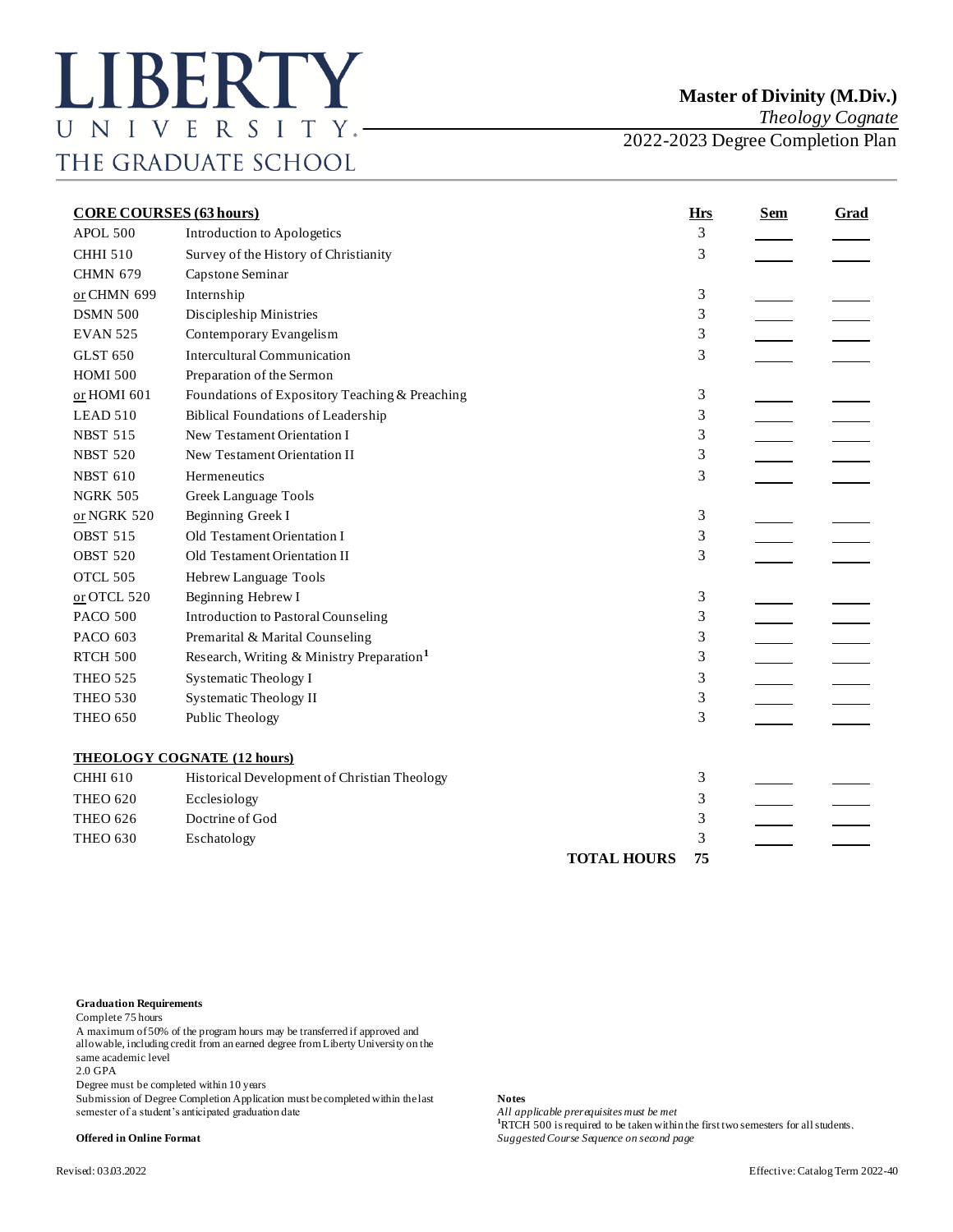# LIBERTY UNIVERSITY
THE GRADUATE SCHOOL

## Master of Divinity (M.Div.)

*Theology Cognate*

2022-2023 Degree Completion Plan

| **CORE COURSES (63 hours)** | | **Hrs** | **Sem** | **Grad** |
|---|---|---|---|---|
| APOL 500 | Introduction to Apologetics | 3 | | |
| CHHI 510 | Survey of the History of Christianity | 3 | | |
| CHMN 679 | Capstone Seminar | | | |
| or CHMN 699 | Internship | 3 | | |
| DSMN 500 | Discipleship Ministries | 3 | | |
| EVAN 525 | Contemporary Evangelism | 3 | | |
| GLST 650 | Intercultural Communication | 3 | | |
| HOMI 500 | Preparation of the Sermon | | | |
| or HOMI 601 | Foundations of Expository Teaching & Preaching | 3 | | |
| LEAD 510 | Biblical Foundations of Leadership | 3 | | |
| NBST 515 | New Testament Orientation I | 3 | | |
| NBST 520 | New Testament Orientation II | 3 | | |
| NBST 610 | Hermeneutics | 3 | | |
| NGRK 505 | Greek Language Tools | | | |
| or NGRK 520 | Beginning Greek I | 3 | | |
| OBST 515 | Old Testament Orientation I | 3 | | |
| OBST 520 | Old Testament Orientation II | 3 | | |
| OTCL 505 | Hebrew Language Tools | | | |
| or OTCL 520 | Beginning Hebrew I | 3 | | |
| PACO 500 | Introduction to Pastoral Counseling | 3 | | |
| PACO 603 | Premarital & Marital Counseling | 3 | | |
| RTCH 500 | Research, Writing & Ministry Preparation[1] | 3 | | |
| THEO 525 | Systematic Theology I | 3 | | |
| THEO 530 | Systematic Theology II | 3 | | |
| THEO 650 | Public Theology | 3 | | |
| **THEOLOGY COGNATE (12 hours)** | | | | |
| CHHI 610 | Historical Development of Christian Theology | 3 | | |
| THEO 620 | Ecclesiology | 3 | | |
| THEO 626 | Doctrine of God | 3 | | |
| THEO 630 | Eschatology | 3 | | |
| | **TOTAL HOURS** | **75** | | |

**Graduation Requirements**

Complete 75 hours

A maximum of 50% of the program hours may be transferred if approved and allowable, including credit from an earned degree from Liberty University on the same academic level

2.0 GPA

Degree must be completed within 10 years

Submission of Degree Completion Application must be completed within the last semester of a student's anticipated graduation date

**Offered in Online Format**

**Notes**

*All applicable prerequisites must be met*

[1]RTCH 500 is required to be taken within the first two semesters for all students.

*Suggested Course Sequence on second page*

Revised: 03.03.2022

Effective: Catalog Term 2022-40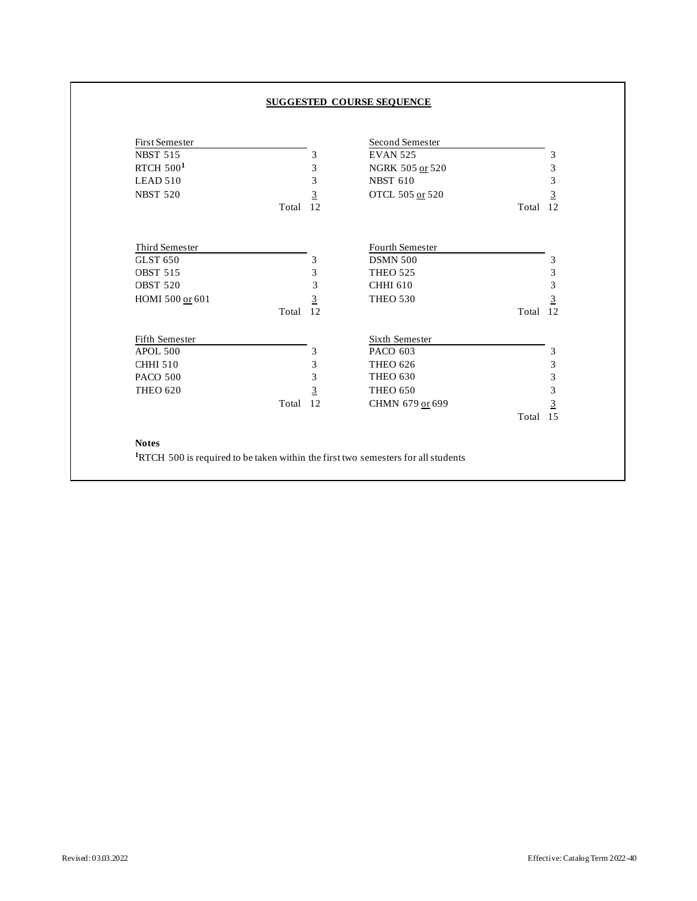## SUGGESTED COURSE SEQUENCE

| First Semester | | Second Semester | |
|---|---|---|---|
| NBST 515 | 3 | EVAN 525 | 3 |
| RTCH 500[1] | 3 | NGRK 505 or 520 | 3 |
| LEAD 510 | 3 | NBST 610 | 3 |
| NBST 520 | 3 | OTCL 505 or 520 | 3 |
| Total | 12 | Total | 12 |

| Third Semester | | Fourth Semester | |
|---|---|---|---|
| GLST 650 | 3 | DSMN 500 | 3 |
| OBST 515 | 3 | THEO 525 | 3 |
| OBST 520 | 3 | CHHI 610 | 3 |
| HOMI 500 or 601 | 3 | THEO 530 | 3 |
| Total | 12 | Total | 12 |

| Fifth Semester | | Sixth Semester | |
|---|---|---|---|
| APOL 500 | 3 | PACO 603 | 3 |
| CHHI 510 | 3 | THEO 626 | 3 |
| PACO 500 | 3 | THEO 630 | 3 |
| THEO 620 | 3 | THEO 650 | 3 |
| Total | 12 | CHMN 679 or 699 | 3 |
| | | Total | 15 |

**Notes**

[1]RTCH 500 is required to be taken within the first two semesters for all students